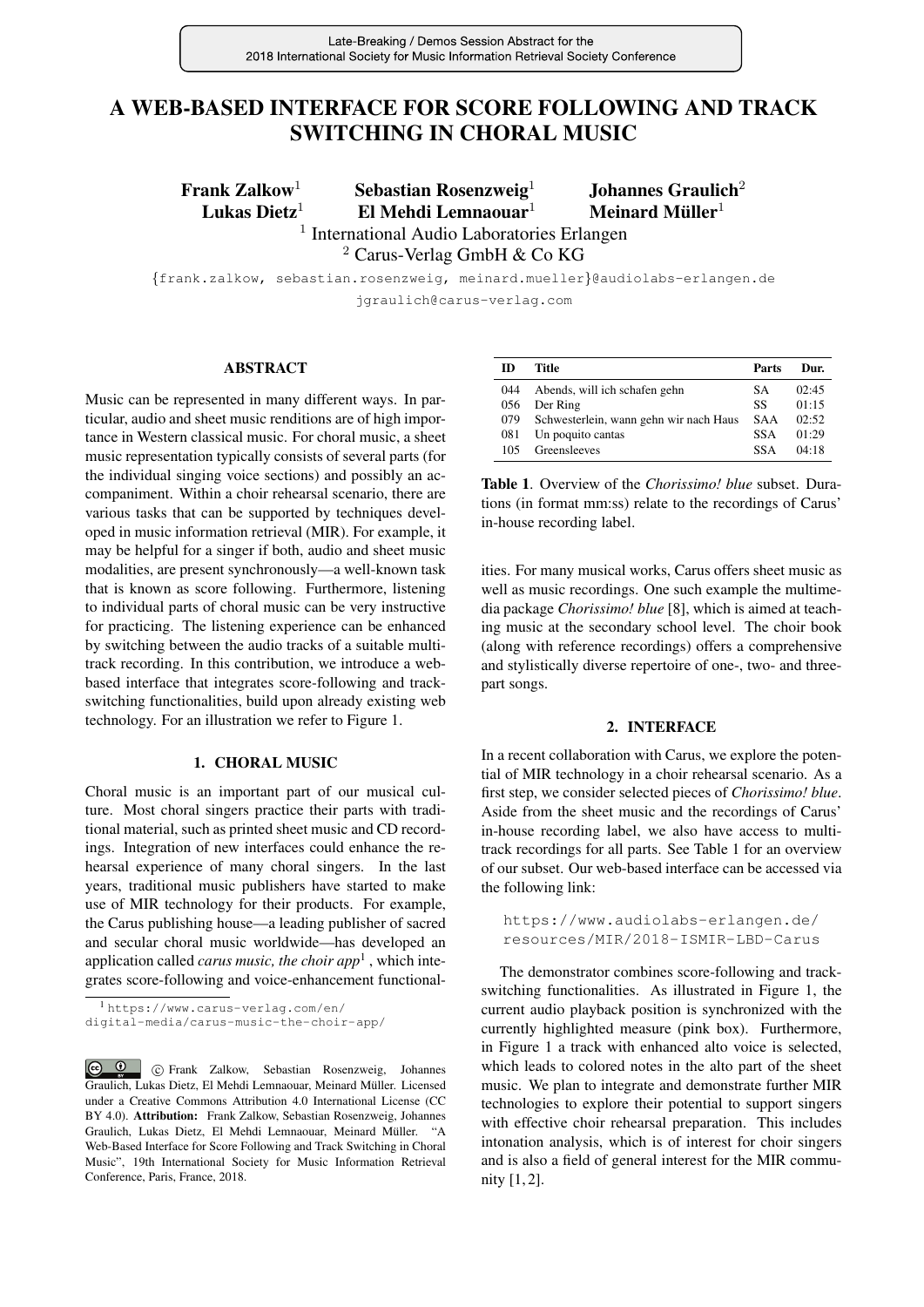# A WEB-BASED INTERFACE FOR SCORE FOLLOWING AND TRACK SWITCHING IN CHORAL MUSIC

**Frank Zalkow**[1] **Sebastian Rosenzweig**[1] **Johannes Graulich**[2]
**Lukas Dietz**[1] **El Mehdi Lemnaouar**[1] **Meinard Müller**[1]

[1] International Audio Laboratories Erlangen
[2] Carus-Verlag GmbH & Co KG

{frank.zalkow, sebastian.rosenzweig, meinard.mueller}@audiolabs-erlangen.de
jgraulich@carus-verlag.com

## ABSTRACT

Music can be represented in many different ways. In particular, audio and sheet music renditions are of high importance in Western classical music. For choral music, a sheet music representation typically consists of several parts (for the individual singing voice sections) and possibly an accompaniment. Within a choir rehearsal scenario, there are various tasks that can be supported by techniques developed in music information retrieval (MIR). For example, it may be helpful for a singer if both, audio and sheet music modalities, are present synchronously—a well-known task that is known as score following. Furthermore, listening to individual parts of choral music can be very instructive for practicing. The listening experience can be enhanced by switching between the audio tracks of a suitable multitrack recording. In this contribution, we introduce a web-based interface that integrates score-following and track-switching functionalities, build upon already existing web technology. For an illustration we refer to Figure 1.

## 1. CHORAL MUSIC

Choral music is an important part of our musical culture. Most choral singers practice their parts with traditional material, such as printed sheet music and CD recordings. Integration of new interfaces could enhance the rehearsal experience of many choral singers. In the last years, traditional music publishers have started to make use of MIR technology for their products. For example, the Carus publishing house—a leading publisher of sacred and secular choral music worldwide—has developed an application called *carus music, the choir app*[1], which integrates score-following and voice-enhancement functionalities. For many musical works, Carus offers sheet music as well as music recordings. One such example the multimedia package *Chorissimo! blue* [8], which is aimed at teaching music at the secondary school level. The choir book (along with reference recordings) offers a comprehensive and stylistically diverse repertoire of one-, two- and three-part songs.

[1] https://www.carus-verlag.com/en/digital-media/carus-music-the-choir-app/

© Frank Zalkow, Sebastian Rosenzweig, Johannes Graulich, Lukas Dietz, El Mehdi Lemnaouar, Meinard Müller. Licensed under a Creative Commons Attribution 4.0 International License (CC BY 4.0). **Attribution:** Frank Zalkow, Sebastian Rosenzweig, Johannes Graulich, Lukas Dietz, El Mehdi Lemnaouar, Meinard Müller. "A Web-Based Interface for Score Following and Track Switching in Choral Music", 19th International Society for Music Information Retrieval Conference, Paris, France, 2018.

| ID | Title | Parts | Dur. |
|---|---|---|---|
| 044 | Abends, will ich schafen gehn | SA | 02:45 |
| 056 | Der Ring | SS | 01:15 |
| 079 | Schwesterlein, wann gehn wir nach Haus | SAA | 02:52 |
| 081 | Un poquito cantas | SSA | 01:29 |
| 105 | Greensleeves | SSA | 04:18 |

**Table 1**. Overview of the *Chorissimo! blue* subset. Durations (in format mm:ss) relate to the recordings of Carus' in-house recording label.

## 2. INTERFACE

In a recent collaboration with Carus, we explore the potential of MIR technology in a choir rehearsal scenario. As a first step, we consider selected pieces of *Chorissimo! blue*. Aside from the sheet music and the recordings of Carus' in-house recording label, we also have access to multitrack recordings for all parts. See Table 1 for an overview of our subset. Our web-based interface can be accessed via the following link:

https://www.audiolabs-erlangen.de/resources/MIR/2018-ISMIR-LBD-Carus

The demonstrator combines score-following and track-switching functionalities. As illustrated in Figure 1, the current audio playback position is synchronized with the currently highlighted measure (pink box). Furthermore, in Figure 1 a track with enhanced alto voice is selected, which leads to colored notes in the alto part of the sheet music. We plan to integrate and demonstrate further MIR technologies to explore their potential to support singers with effective choir rehearsal preparation. This includes intonation analysis, which is of interest for choir singers and is also a field of general interest for the MIR community [1, 2].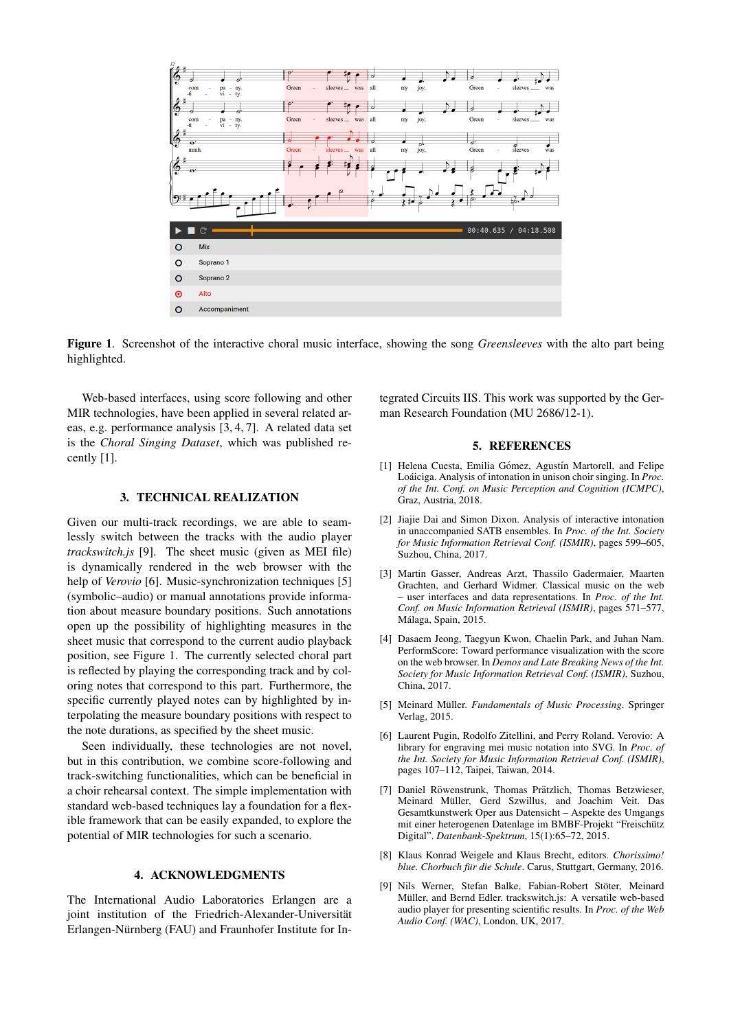Figure 1. Screenshot of the interactive choral music interface, showing the song *Greensleeves* with the alto part being highlighted.

Web-based interfaces, using score following and other MIR technologies, have been applied in several related areas, e.g. performance analysis [3, 4, 7]. A related data set is the *Choral Singing Dataset*, which was published recently [1].

## 3. TECHNICAL REALIZATION

Given our multi-track recordings, we are able to seamlessly switch between the tracks with the audio player *trackswitch.js* [9]. The sheet music (given as MEI file) is dynamically rendered in the web browser with the help of *Verovio* [6]. Music-synchronization techniques [5] (symbolic–audio) or manual annotations provide information about measure boundary positions. Such annotations open up the possibility of highlighting measures in the sheet music that correspond to the current audio playback position, see Figure 1. The currently selected choral part is reflected by playing the corresponding track and by coloring notes that correspond to this part. Furthermore, the specific currently played notes can by highlighted by interpolating the measure boundary positions with respect to the note durations, as specified by the sheet music.

Seen individually, these technologies are not novel, but in this contribution, we combine score-following and track-switching functionalities, which can be beneficial in a choir rehearsal context. The simple implementation with standard web-based techniques lay a foundation for a flexible framework that can be easily expanded, to explore the potential of MIR technologies for such a scenario.

## 4. ACKNOWLEDGMENTS

The International Audio Laboratories Erlangen are a joint institution of the Friedrich-Alexander-Universität Erlangen-Nürnberg (FAU) and Fraunhofer Institute for Integrated Circuits IIS. This work was supported by the German Research Foundation (MU 2686/12-1).

## 5. REFERENCES

[1] Helena Cuesta, Emilia Gómez, Agustín Martorell, and Felipe Loáiciga. Analysis of intonation in unison choir singing. In *Proc. of the Int. Conf. on Music Perception and Cognition (ICMPC)*, Graz, Austria, 2018.

[2] Jiajie Dai and Simon Dixon. Analysis of interactive intonation in unaccompanied SATB ensembles. In *Proc. of the Int. Society for Music Information Retrieval Conf. (ISMIR)*, pages 599–605, Suzhou, China, 2017.

[3] Martin Gasser, Andreas Arzt, Thassilo Gadermaier, Maarten Grachten, and Gerhard Widmer. Classical music on the web – user interfaces and data representations. In *Proc. of the Int. Conf. on Music Information Retrieval (ISMIR)*, pages 571–577, Málaga, Spain, 2015.

[4] Dasaem Jeong, Taegyun Kwon, Chaelin Park, and Juhan Nam. PerformScore: Toward performance visualization with the score on the web browser. In *Demos and Late Breaking News of the Int. Society for Music Information Retrieval Conf. (ISMIR)*, Suzhou, China, 2017.

[5] Meinard Müller. *Fundamentals of Music Processing*. Springer Verlag, 2015.

[6] Laurent Pugin, Rodolfo Zitellini, and Perry Roland. Verovio: A library for engraving mei music notation into SVG. In *Proc. of the Int. Society for Music Information Retrieval Conf. (ISMIR)*, pages 107–112, Taipei, Taiwan, 2014.

[7] Daniel Röwenstrunk, Thomas Prätzlich, Thomas Betzwieser, Meinard Müller, Gerd Szwillus, and Joachim Veit. Das Gesamtkunstwerk Oper aus Datensicht – Aspekte des Umgangs mit einer heterogenen Datenlage im BMBF-Projekt "Freischütz Digital". *Datenbank-Spektrum*, 15(1):65–72, 2015.

[8] Klaus Konrad Weigele and Klaus Brecht, editors. *Chorissimo! blue. Chorbuch für die Schule*. Carus, Stuttgart, Germany, 2016.

[9] Nils Werner, Stefan Balke, Fabian-Robert Stöter, Meinard Müller, and Bernd Edler. trackswitch.js: A versatile web-based audio player for presenting scientific results. In *Proc. of the Web Audio Conf. (WAC)*, London, UK, 2017.